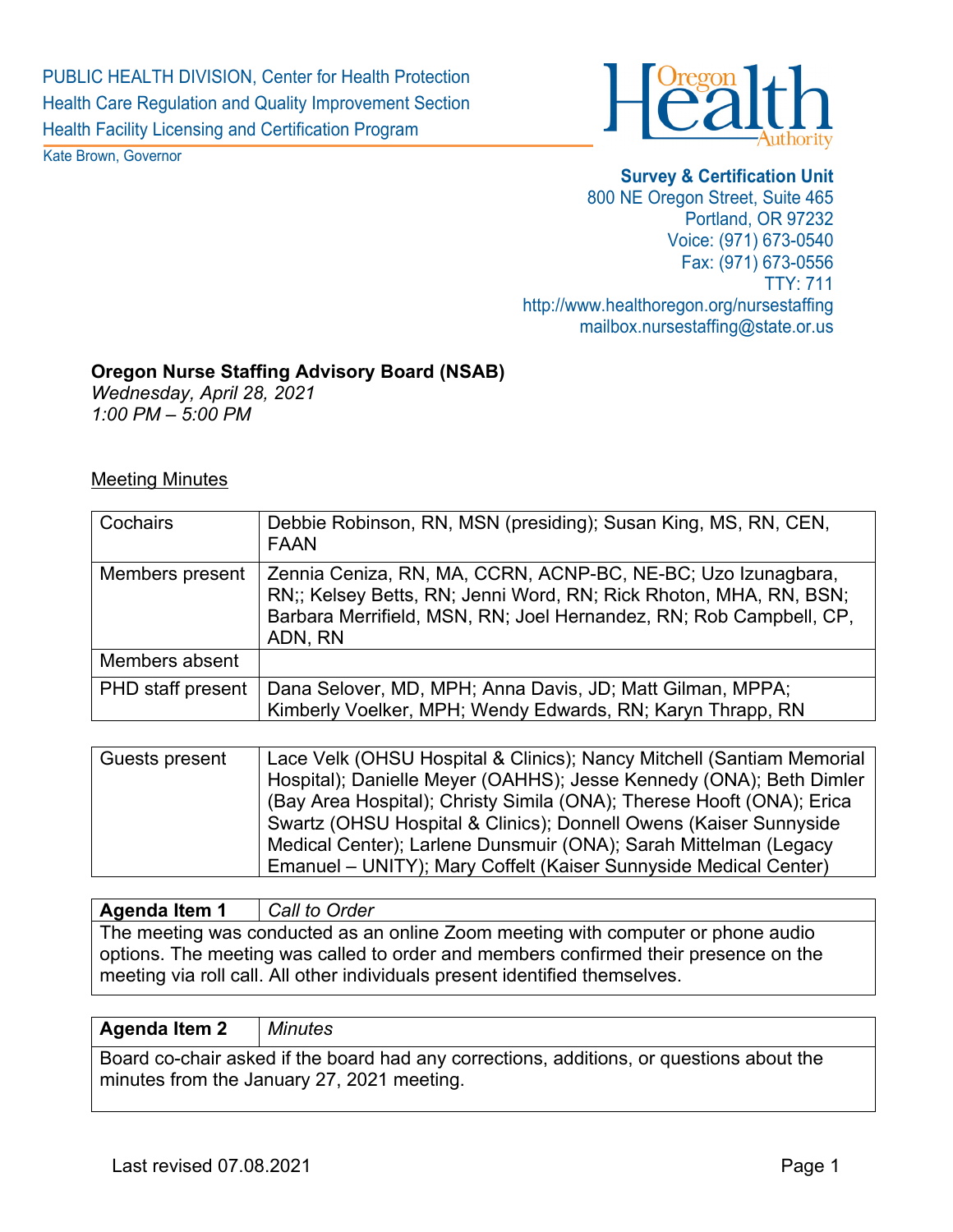PUBLIC HEALTH DIVISION, Center for Health Protection
Health Care Regulation and Quality Improvement Section
Health Facility Licensing and Certification Program

Kate Brown, Governor

**Survey & Certification Unit**
800 NE Oregon Street, Suite 465
Portland, OR 97232
Voice: (971) 673-0540
Fax: (971) 673-0556
TTY: 711
http://www.healthoregon.org/nursestaffing
mailbox.nursestaffing@state.or.us

**Oregon Nurse Staffing Advisory Board (NSAB)**
*Wednesday, April 28, 2021*
*1:00 PM – 5:00 PM*

<u>Meeting Minutes</u>

| Cochairs | Debbie Robinson, RN, MSN (presiding); Susan King, MS, RN, CEN, FAAN |
|---|---|
| Members present | Zennia Ceniza, RN, MA, CCRN, ACNP-BC, NE-BC; Uzo Izunagbara, RN;; Kelsey Betts, RN; Jenni Word, RN; Rick Rhoton, MHA, RN, BSN; Barbara Merrifield, MSN, RN; Joel Hernandez, RN; Rob Campbell, CP, ADN, RN |
| Members absent | |
| PHD staff present | Dana Selover, MD, MPH; Anna Davis, JD; Matt Gilman, MPPA; Kimberly Voelker, MPH; Wendy Edwards, RN; Karyn Thrapp, RN |

| Guests present | Lace Velk (OHSU Hospital & Clinics); Nancy Mitchell (Santiam Memorial Hospital); Danielle Meyer (OAHHS); Jesse Kennedy (ONA); Beth Dimler (Bay Area Hospital); Christy Simila (ONA); Therese Hooft (ONA); Erica Swartz (OHSU Hospital & Clinics); Donnell Owens (Kaiser Sunnyside Medical Center); Larlene Dunsmuir (ONA); Sarah Mittelman (Legacy Emanuel – UNITY); Mary Coffelt (Kaiser Sunnyside Medical Center) |
|---|---|

| **Agenda Item 1** | *Call to Order* |
|---|---|
| The meeting was conducted as an online Zoom meeting with computer or phone audio options. The meeting was called to order and members confirmed their presence on the meeting via roll call. All other individuals present identified themselves. | |

| **Agenda Item 2** | *Minutes* |
|---|---|
| Board co-chair asked if the board had any corrections, additions, or questions about the minutes from the January 27, 2021 meeting. | |

Last revised 07.08.2021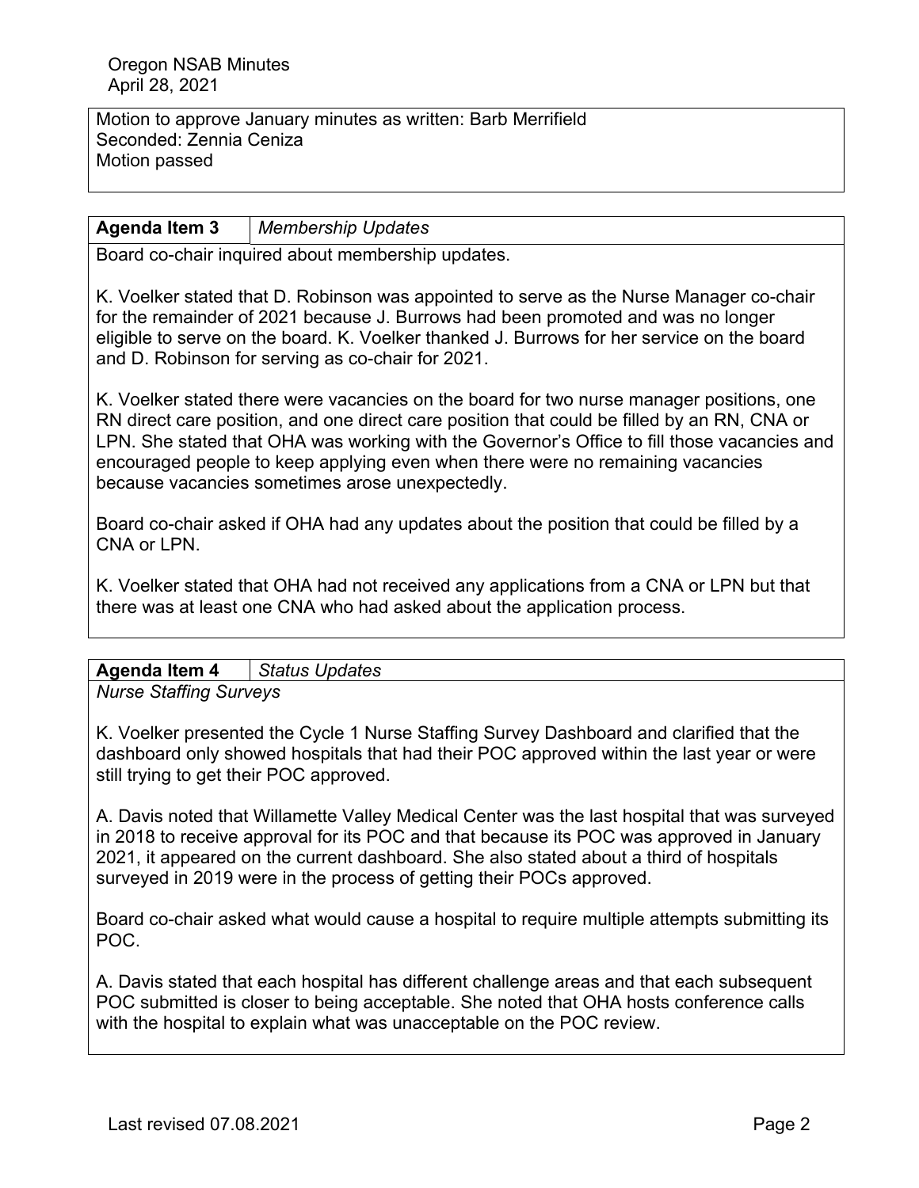Motion to approve January minutes as written: Barb Merrifield
Seconded: Zennia Ceniza
Motion passed

| **Agenda Item 3** | *Membership Updates* |
|---|---|

Board co-chair inquired about membership updates.

K. Voelker stated that D. Robinson was appointed to serve as the Nurse Manager co-chair for the remainder of 2021 because J. Burrows had been promoted and was no longer eligible to serve on the board. K. Voelker thanked J. Burrows for her service on the board and D. Robinson for serving as co-chair for 2021.

K. Voelker stated there were vacancies on the board for two nurse manager positions, one RN direct care position, and one direct care position that could be filled by an RN, CNA or LPN. She stated that OHA was working with the Governor's Office to fill those vacancies and encouraged people to keep applying even when there were no remaining vacancies because vacancies sometimes arose unexpectedly.

Board co-chair asked if OHA had any updates about the position that could be filled by a CNA or LPN.

K. Voelker stated that OHA had not received any applications from a CNA or LPN but that there was at least one CNA who had asked about the application process.

| **Agenda Item 4** | *Status Updates* |
|---|---|

*Nurse Staffing Surveys*

K. Voelker presented the Cycle 1 Nurse Staffing Survey Dashboard and clarified that the dashboard only showed hospitals that had their POC approved within the last year or were still trying to get their POC approved.

A. Davis noted that Willamette Valley Medical Center was the last hospital that was surveyed in 2018 to receive approval for its POC and that because its POC was approved in January 2021, it appeared on the current dashboard. She also stated about a third of hospitals surveyed in 2019 were in the process of getting their POCs approved.

Board co-chair asked what would cause a hospital to require multiple attempts submitting its POC.

A. Davis stated that each hospital has different challenge areas and that each subsequent POC submitted is closer to being acceptable. She noted that OHA hosts conference calls with the hospital to explain what was unacceptable on the POC review.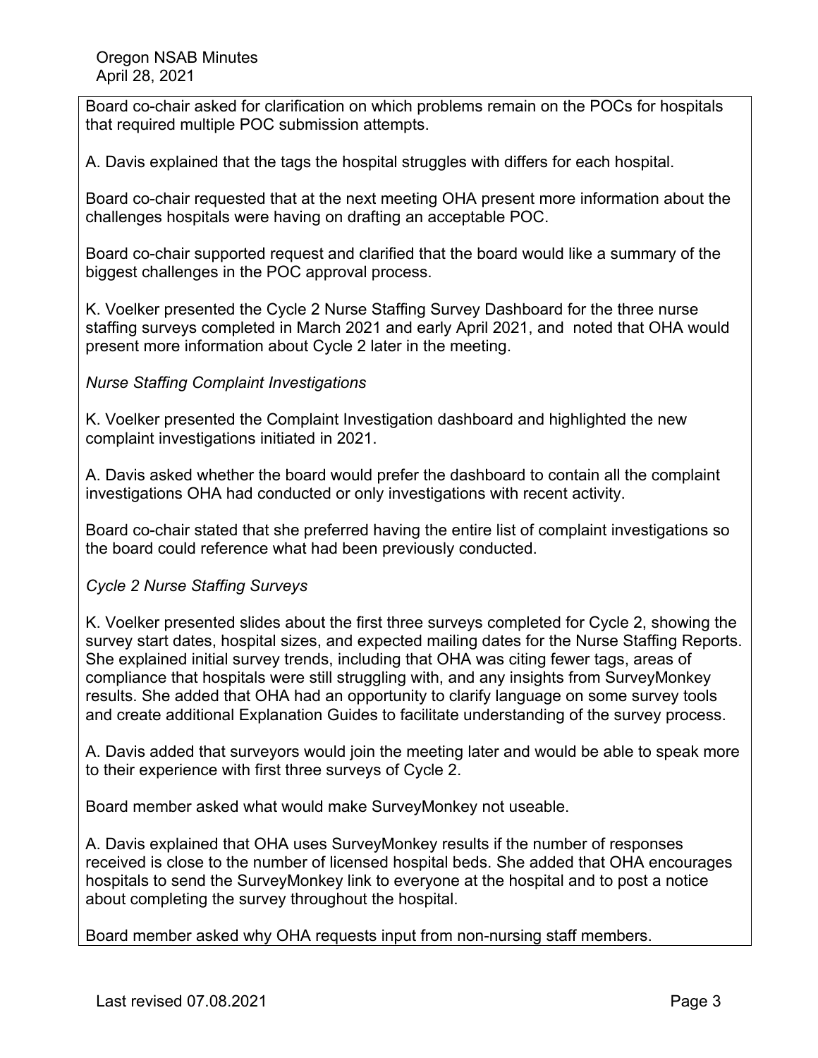Board co-chair asked for clarification on which problems remain on the POCs for hospitals that required multiple POC submission attempts.

A. Davis explained that the tags the hospital struggles with differs for each hospital.

Board co-chair requested that at the next meeting OHA present more information about the challenges hospitals were having on drafting an acceptable POC.

Board co-chair supported request and clarified that the board would like a summary of the biggest challenges in the POC approval process.

K. Voelker presented the Cycle 2 Nurse Staffing Survey Dashboard for the three nurse staffing surveys completed in March 2021 and early April 2021, and noted that OHA would present more information about Cycle 2 later in the meeting.

*Nurse Staffing Complaint Investigations*

K. Voelker presented the Complaint Investigation dashboard and highlighted the new complaint investigations initiated in 2021.

A. Davis asked whether the board would prefer the dashboard to contain all the complaint investigations OHA had conducted or only investigations with recent activity.

Board co-chair stated that she preferred having the entire list of complaint investigations so the board could reference what had been previously conducted.

*Cycle 2 Nurse Staffing Surveys*

K. Voelker presented slides about the first three surveys completed for Cycle 2, showing the survey start dates, hospital sizes, and expected mailing dates for the Nurse Staffing Reports. She explained initial survey trends, including that OHA was citing fewer tags, areas of compliance that hospitals were still struggling with, and any insights from SurveyMonkey results. She added that OHA had an opportunity to clarify language on some survey tools and create additional Explanation Guides to facilitate understanding of the survey process.

A. Davis added that surveyors would join the meeting later and would be able to speak more to their experience with first three surveys of Cycle 2.

Board member asked what would make SurveyMonkey not useable.

A. Davis explained that OHA uses SurveyMonkey results if the number of responses received is close to the number of licensed hospital beds. She added that OHA encourages hospitals to send the SurveyMonkey link to everyone at the hospital and to post a notice about completing the survey throughout the hospital.

Board member asked why OHA requests input from non-nursing staff members.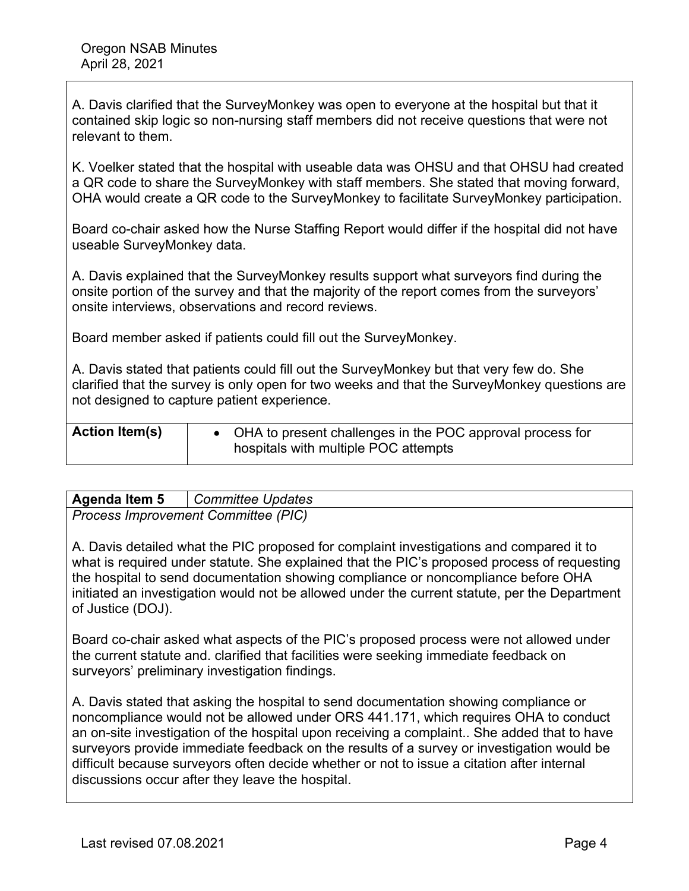A. Davis clarified that the SurveyMonkey was open to everyone at the hospital but that it contained skip logic so non-nursing staff members did not receive questions that were not relevant to them.

K. Voelker stated that the hospital with useable data was OHSU and that OHSU had created a QR code to share the SurveyMonkey with staff members. She stated that moving forward, OHA would create a QR code to the SurveyMonkey to facilitate SurveyMonkey participation.

Board co-chair asked how the Nurse Staffing Report would differ if the hospital did not have useable SurveyMonkey data.

A. Davis explained that the SurveyMonkey results support what surveyors find during the onsite portion of the survey and that the majority of the report comes from the surveyors' onsite interviews, observations and record reviews.

Board member asked if patients could fill out the SurveyMonkey.

A. Davis stated that patients could fill out the SurveyMonkey but that very few do. She clarified that the survey is only open for two weeks and that the SurveyMonkey questions are not designed to capture patient experience.

| **Action Item(s)** | • OHA to present challenges in the POC approval process for hospitals with multiple POC attempts |
|---|---|

| **Agenda Item 5** | *Committee Updates* |
|---|---|

*Process Improvement Committee (PIC)*

A. Davis detailed what the PIC proposed for complaint investigations and compared it to what is required under statute. She explained that the PIC's proposed process of requesting the hospital to send documentation showing compliance or noncompliance before OHA initiated an investigation would not be allowed under the current statute, per the Department of Justice (DOJ).

Board co-chair asked what aspects of the PIC's proposed process were not allowed under the current statute and. clarified that facilities were seeking immediate feedback on surveyors' preliminary investigation findings.

A. Davis stated that asking the hospital to send documentation showing compliance or noncompliance would not be allowed under ORS 441.171, which requires OHA to conduct an on-site investigation of the hospital upon receiving a complaint.. She added that to have surveyors provide immediate feedback on the results of a survey or investigation would be difficult because surveyors often decide whether or not to issue a citation after internal discussions occur after they leave the hospital.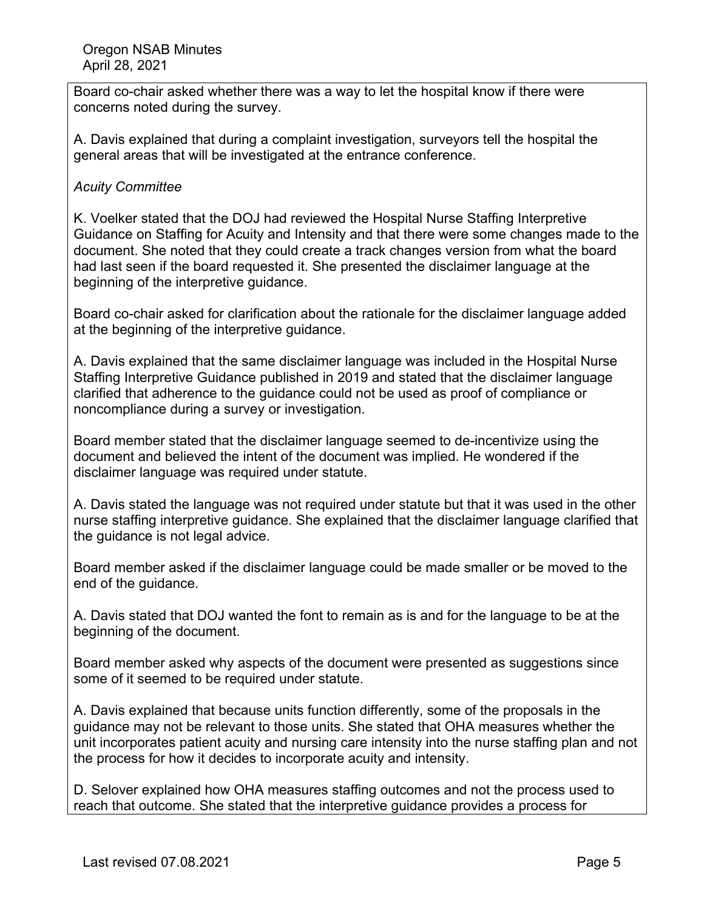Board co-chair asked whether there was a way to let the hospital know if there were concerns noted during the survey.

A. Davis explained that during a complaint investigation, surveyors tell the hospital the general areas that will be investigated at the entrance conference.

*Acuity Committee*

K. Voelker stated that the DOJ had reviewed the Hospital Nurse Staffing Interpretive Guidance on Staffing for Acuity and Intensity and that there were some changes made to the document. She noted that they could create a track changes version from what the board had last seen if the board requested it. She presented the disclaimer language at the beginning of the interpretive guidance.

Board co-chair asked for clarification about the rationale for the disclaimer language added at the beginning of the interpretive guidance.

A. Davis explained that the same disclaimer language was included in the Hospital Nurse Staffing Interpretive Guidance published in 2019 and stated that the disclaimer language clarified that adherence to the guidance could not be used as proof of compliance or noncompliance during a survey or investigation.

Board member stated that the disclaimer language seemed to de-incentivize using the document and believed the intent of the document was implied. He wondered if the disclaimer language was required under statute.

A. Davis stated the language was not required under statute but that it was used in the other nurse staffing interpretive guidance. She explained that the disclaimer language clarified that the guidance is not legal advice.

Board member asked if the disclaimer language could be made smaller or be moved to the end of the guidance.

A. Davis stated that DOJ wanted the font to remain as is and for the language to be at the beginning of the document.

Board member asked why aspects of the document were presented as suggestions since some of it seemed to be required under statute.

A. Davis explained that because units function differently, some of the proposals in the guidance may not be relevant to those units. She stated that OHA measures whether the unit incorporates patient acuity and nursing care intensity into the nurse staffing plan and not the process for how it decides to incorporate acuity and intensity.

D. Selover explained how OHA measures staffing outcomes and not the process used to reach that outcome. She stated that the interpretive guidance provides a process for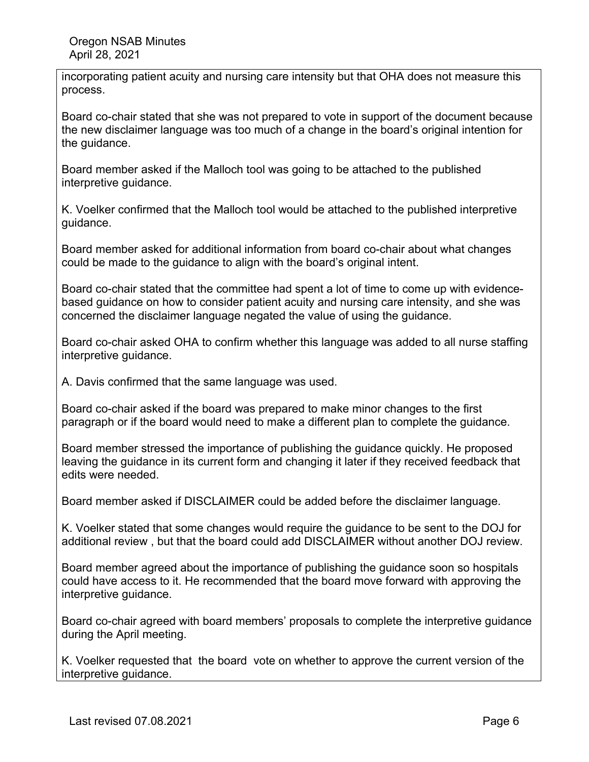incorporating patient acuity and nursing care intensity but that OHA does not measure this process.

Board co-chair stated that she was not prepared to vote in support of the document because the new disclaimer language was too much of a change in the board's original intention for the guidance.

Board member asked if the Malloch tool was going to be attached to the published interpretive guidance.

K. Voelker confirmed that the Malloch tool would be attached to the published interpretive guidance.

Board member asked for additional information from board co-chair about what changes could be made to the guidance to align with the board's original intent.

Board co-chair stated that the committee had spent a lot of time to come up with evidence-based guidance on how to consider patient acuity and nursing care intensity, and she was concerned the disclaimer language negated the value of using the guidance.

Board co-chair asked OHA to confirm whether this language was added to all nurse staffing interpretive guidance.

A. Davis confirmed that the same language was used.

Board co-chair asked if the board was prepared to make minor changes to the first paragraph or if the board would need to make a different plan to complete the guidance.

Board member stressed the importance of publishing the guidance quickly. He proposed leaving the guidance in its current form and changing it later if they received feedback that edits were needed.

Board member asked if DISCLAIMER could be added before the disclaimer language.

K. Voelker stated that some changes would require the guidance to be sent to the DOJ for additional review , but that the board could add DISCLAIMER without another DOJ review.

Board member agreed about the importance of publishing the guidance soon so hospitals could have access to it. He recommended that the board move forward with approving the interpretive guidance.

Board co-chair agreed with board members' proposals to complete the interpretive guidance during the April meeting.

K. Voelker requested that the board vote on whether to approve the current version of the interpretive guidance.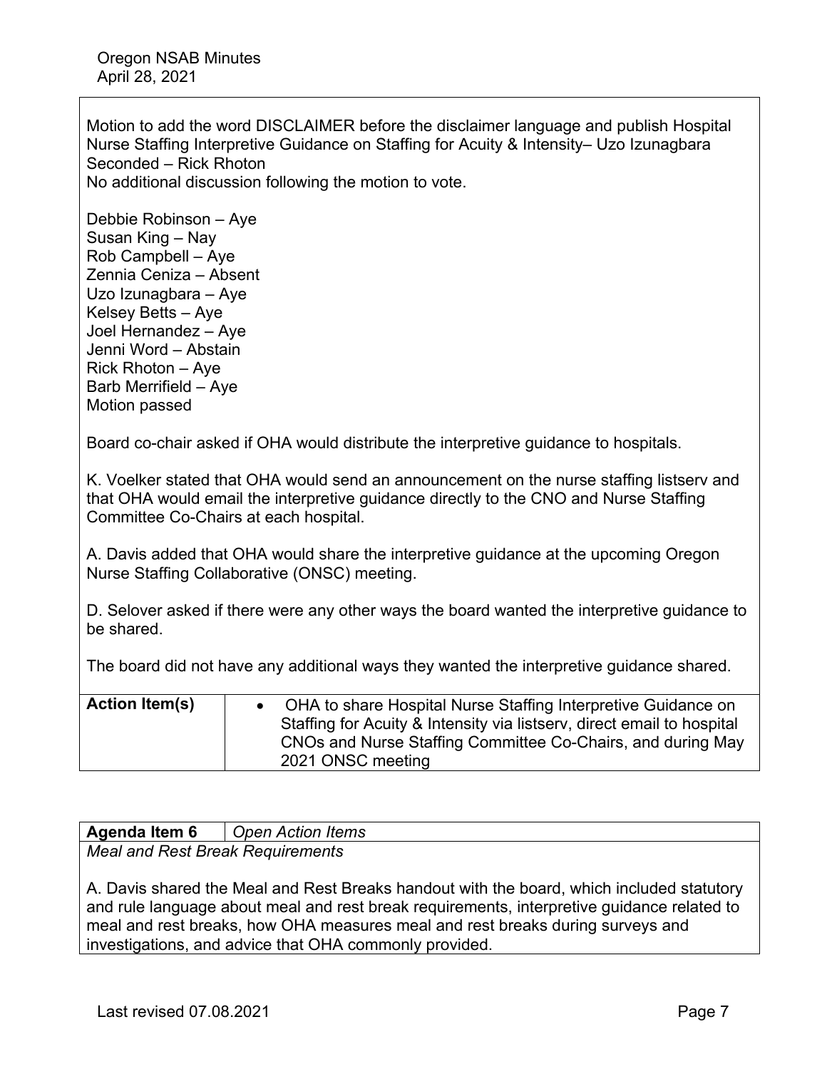Motion to add the word DISCLAIMER before the disclaimer language and publish Hospital Nurse Staffing Interpretive Guidance on Staffing for Acuity & Intensity– Uzo Izunagbara
Seconded – Rick Rhoton
No additional discussion following the motion to vote.

Debbie Robinson – Aye
Susan King – Nay
Rob Campbell – Aye
Zennia Ceniza – Absent
Uzo Izunagbara – Aye
Kelsey Betts – Aye
Joel Hernandez – Aye
Jenni Word – Abstain
Rick Rhoton – Aye
Barb Merrifield – Aye
Motion passed

Board co-chair asked if OHA would distribute the interpretive guidance to hospitals.

K. Voelker stated that OHA would send an announcement on the nurse staffing listserv and that OHA would email the interpretive guidance directly to the CNO and Nurse Staffing Committee Co-Chairs at each hospital.

A. Davis added that OHA would share the interpretive guidance at the upcoming Oregon Nurse Staffing Collaborative (ONSC) meeting.

D. Selover asked if there were any other ways the board wanted the interpretive guidance to be shared.

The board did not have any additional ways they wanted the interpretive guidance shared.

| **Action Item(s)** | • OHA to share Hospital Nurse Staffing Interpretive Guidance on Staffing for Acuity & Intensity via listserv, direct email to hospital CNOs and Nurse Staffing Committee Co-Chairs, and during May 2021 ONSC meeting |
|---|---|

| **Agenda Item 6** | *Open Action Items* |
|---|---|

*Meal and Rest Break Requirements*

A. Davis shared the Meal and Rest Breaks handout with the board, which included statutory and rule language about meal and rest break requirements, interpretive guidance related to meal and rest breaks, how OHA measures meal and rest breaks during surveys and investigations, and advice that OHA commonly provided.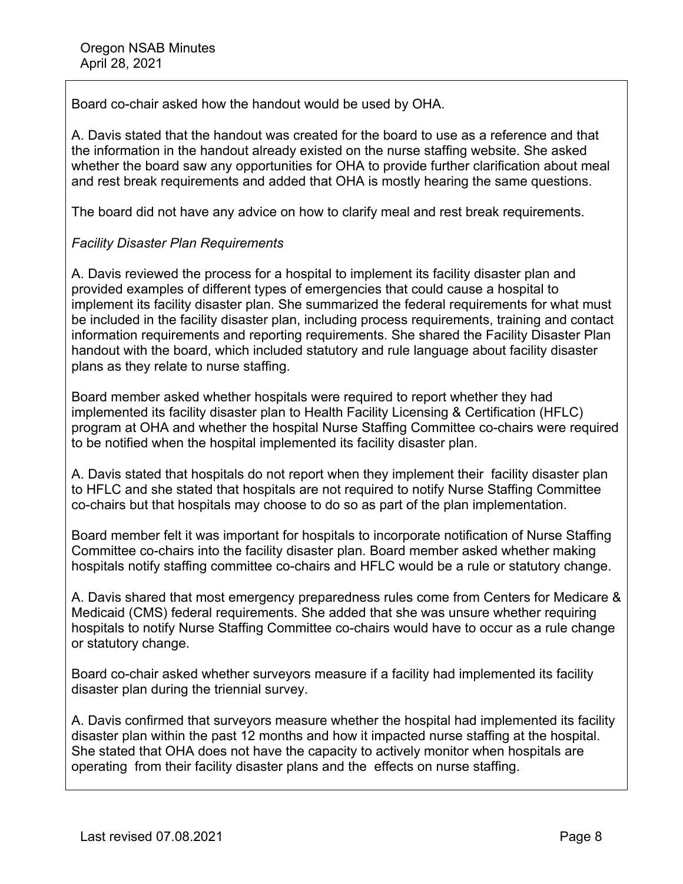Board co-chair asked how the handout would be used by OHA.

A. Davis stated that the handout was created for the board to use as a reference and that the information in the handout already existed on the nurse staffing website. She asked whether the board saw any opportunities for OHA to provide further clarification about meal and rest break requirements and added that OHA is mostly hearing the same questions.

The board did not have any advice on how to clarify meal and rest break requirements.

*Facility Disaster Plan Requirements*

A. Davis reviewed the process for a hospital to implement its facility disaster plan and provided examples of different types of emergencies that could cause a hospital to implement its facility disaster plan. She summarized the federal requirements for what must be included in the facility disaster plan, including process requirements, training and contact information requirements and reporting requirements. She shared the Facility Disaster Plan handout with the board, which included statutory and rule language about facility disaster plans as they relate to nurse staffing.

Board member asked whether hospitals were required to report whether they had implemented its facility disaster plan to Health Facility Licensing & Certification (HFLC) program at OHA and whether the hospital Nurse Staffing Committee co-chairs were required to be notified when the hospital implemented its facility disaster plan.

A. Davis stated that hospitals do not report when they implement their facility disaster plan to HFLC and she stated that hospitals are not required to notify Nurse Staffing Committee co-chairs but that hospitals may choose to do so as part of the plan implementation.

Board member felt it was important for hospitals to incorporate notification of Nurse Staffing Committee co-chairs into the facility disaster plan. Board member asked whether making hospitals notify staffing committee co-chairs and HFLC would be a rule or statutory change.

A. Davis shared that most emergency preparedness rules come from Centers for Medicare & Medicaid (CMS) federal requirements. She added that she was unsure whether requiring hospitals to notify Nurse Staffing Committee co-chairs would have to occur as a rule change or statutory change.

Board co-chair asked whether surveyors measure if a facility had implemented its facility disaster plan during the triennial survey.

A. Davis confirmed that surveyors measure whether the hospital had implemented its facility disaster plan within the past 12 months and how it impacted nurse staffing at the hospital. She stated that OHA does not have the capacity to actively monitor when hospitals are operating from their facility disaster plans and the effects on nurse staffing.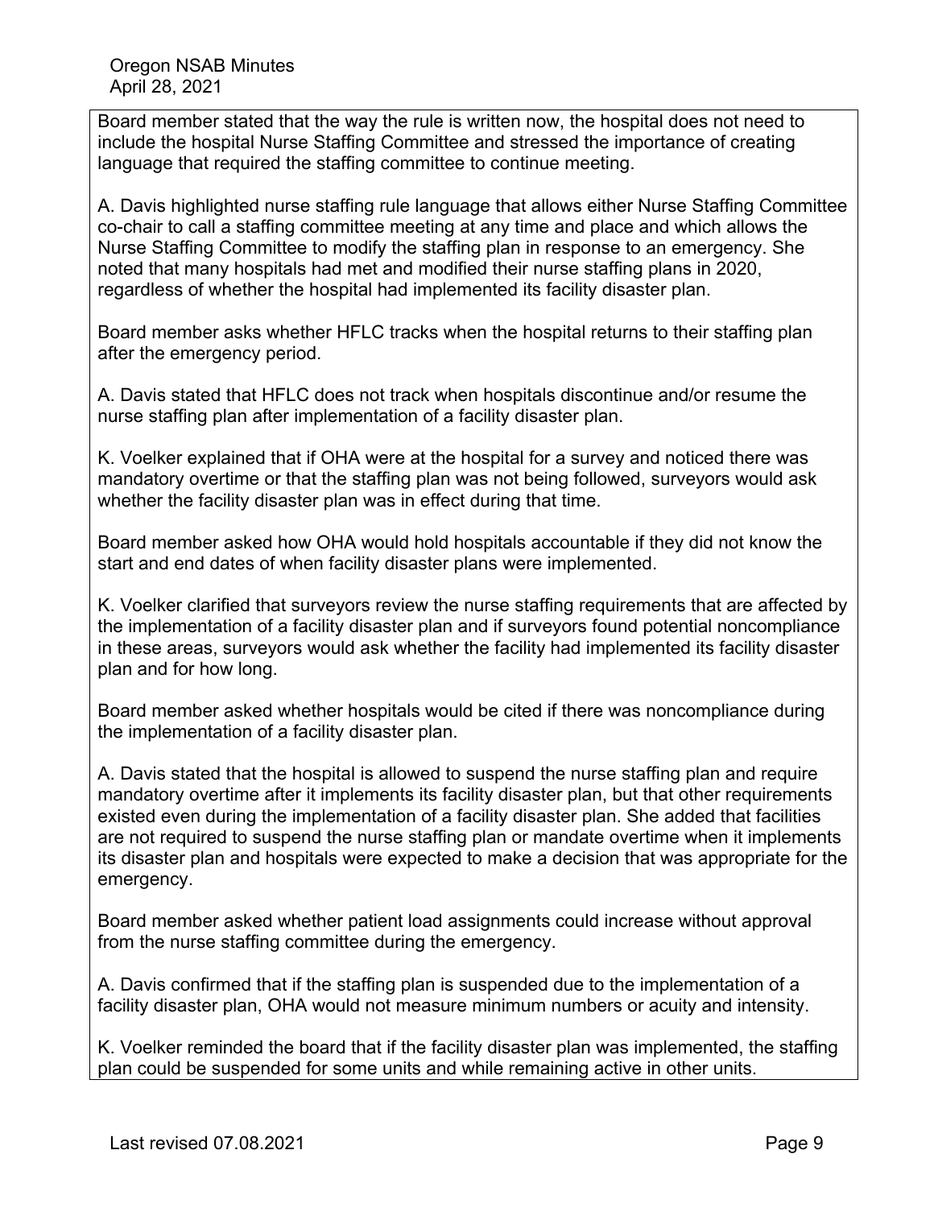Board member stated that the way the rule is written now, the hospital does not need to include the hospital Nurse Staffing Committee and stressed the importance of creating language that required the staffing committee to continue meeting.

A. Davis highlighted nurse staffing rule language that allows either Nurse Staffing Committee co-chair to call a staffing committee meeting at any time and place and which allows the Nurse Staffing Committee to modify the staffing plan in response to an emergency. She noted that many hospitals had met and modified their nurse staffing plans in 2020, regardless of whether the hospital had implemented its facility disaster plan.

Board member asks whether HFLC tracks when the hospital returns to their staffing plan after the emergency period.

A. Davis stated that HFLC does not track when hospitals discontinue and/or resume the nurse staffing plan after implementation of a facility disaster plan.

K. Voelker explained that if OHA were at the hospital for a survey and noticed there was mandatory overtime or that the staffing plan was not being followed, surveyors would ask whether the facility disaster plan was in effect during that time.

Board member asked how OHA would hold hospitals accountable if they did not know the start and end dates of when facility disaster plans were implemented.

K. Voelker clarified that surveyors review the nurse staffing requirements that are affected by the implementation of a facility disaster plan and if surveyors found potential noncompliance in these areas, surveyors would ask whether the facility had implemented its facility disaster plan and for how long.

Board member asked whether hospitals would be cited if there was noncompliance during the implementation of a facility disaster plan.

A. Davis stated that the hospital is allowed to suspend the nurse staffing plan and require mandatory overtime after it implements its facility disaster plan, but that other requirements existed even during the implementation of a facility disaster plan. She added that facilities are not required to suspend the nurse staffing plan or mandate overtime when it implements its disaster plan and hospitals were expected to make a decision that was appropriate for the emergency.

Board member asked whether patient load assignments could increase without approval from the nurse staffing committee during the emergency.

A. Davis confirmed that if the staffing plan is suspended due to the implementation of a facility disaster plan, OHA would not measure minimum numbers or acuity and intensity.

K. Voelker reminded the board that if the facility disaster plan was implemented, the staffing plan could be suspended for some units and while remaining active in other units.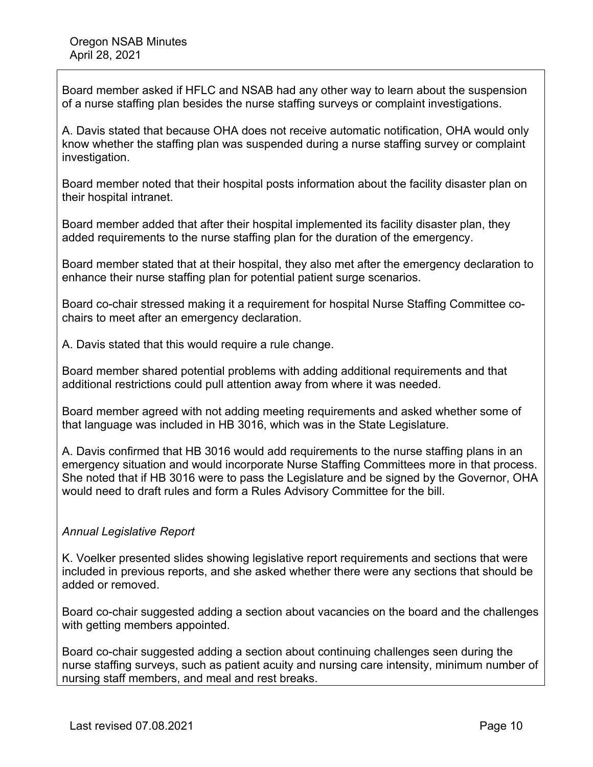Board member asked if HFLC and NSAB had any other way to learn about the suspension of a nurse staffing plan besides the nurse staffing surveys or complaint investigations.

A. Davis stated that because OHA does not receive automatic notification, OHA would only know whether the staffing plan was suspended during a nurse staffing survey or complaint investigation.

Board member noted that their hospital posts information about the facility disaster plan on their hospital intranet.

Board member added that after their hospital implemented its facility disaster plan, they added requirements to the nurse staffing plan for the duration of the emergency.

Board member stated that at their hospital, they also met after the emergency declaration to enhance their nurse staffing plan for potential patient surge scenarios.

Board co-chair stressed making it a requirement for hospital Nurse Staffing Committee co-chairs to meet after an emergency declaration.

A. Davis stated that this would require a rule change.

Board member shared potential problems with adding additional requirements and that additional restrictions could pull attention away from where it was needed.

Board member agreed with not adding meeting requirements and asked whether some of that language was included in HB 3016, which was in the State Legislature.

A. Davis confirmed that HB 3016 would add requirements to the nurse staffing plans in an emergency situation and would incorporate Nurse Staffing Committees more in that process. She noted that if HB 3016 were to pass the Legislature and be signed by the Governor, OHA would need to draft rules and form a Rules Advisory Committee for the bill.

*Annual Legislative Report*

K. Voelker presented slides showing legislative report requirements and sections that were included in previous reports, and she asked whether there were any sections that should be added or removed.

Board co-chair suggested adding a section about vacancies on the board and the challenges with getting members appointed.

Board co-chair suggested adding a section about continuing challenges seen during the nurse staffing surveys, such as patient acuity and nursing care intensity, minimum number of nursing staff members, and meal and rest breaks.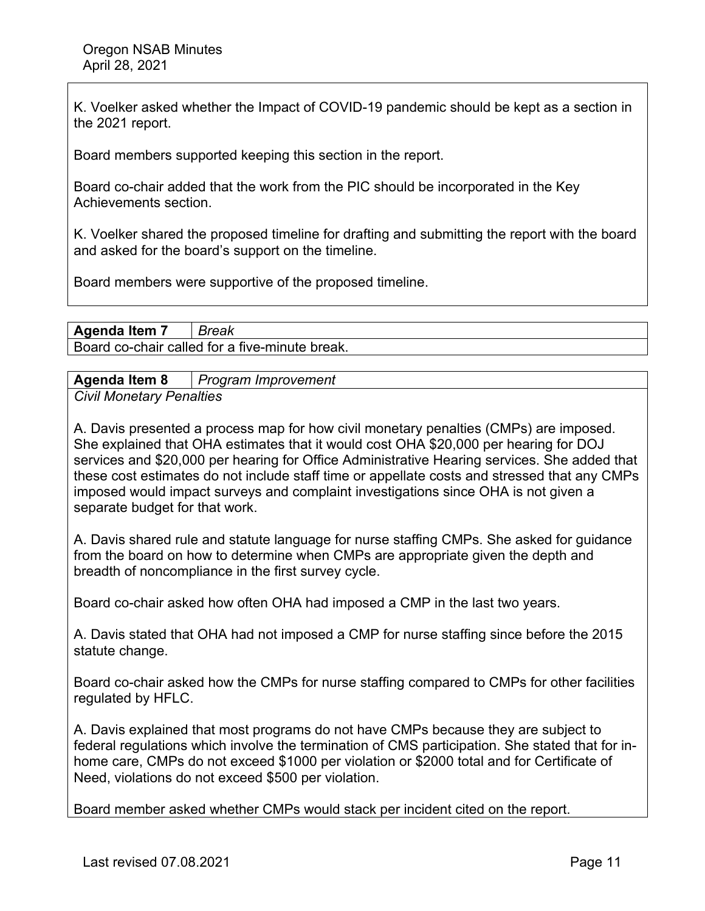K. Voelker asked whether the Impact of COVID-19 pandemic should be kept as a section in the 2021 report.

Board members supported keeping this section in the report.

Board co-chair added that the work from the PIC should be incorporated in the Key Achievements section.

K. Voelker shared the proposed timeline for drafting and submitting the report with the board and asked for the board's support on the timeline.

Board members were supportive of the proposed timeline.

| **Agenda Item 7** | *Break* |
| --- | --- |
| Board co-chair called for a five-minute break. | |

| **Agenda Item 8** | *Program Improvement* |
| --- | --- |

*Civil Monetary Penalties*

A. Davis presented a process map for how civil monetary penalties (CMPs) are imposed. She explained that OHA estimates that it would cost OHA $20,000 per hearing for DOJ services and $20,000 per hearing for Office Administrative Hearing services. She added that these cost estimates do not include staff time or appellate costs and stressed that any CMPs imposed would impact surveys and complaint investigations since OHA is not given a separate budget for that work.

A. Davis shared rule and statute language for nurse staffing CMPs. She asked for guidance from the board on how to determine when CMPs are appropriate given the depth and breadth of noncompliance in the first survey cycle.

Board co-chair asked how often OHA had imposed a CMP in the last two years.

A. Davis stated that OHA had not imposed a CMP for nurse staffing since before the 2015 statute change.

Board co-chair asked how the CMPs for nurse staffing compared to CMPs for other facilities regulated by HFLC.

A. Davis explained that most programs do not have CMPs because they are subject to federal regulations which involve the termination of CMS participation. She stated that for in-home care, CMPs do not exceed $1000 per violation or $2000 total and for Certificate of Need, violations do not exceed $500 per violation.

Board member asked whether CMPs would stack per incident cited on the report.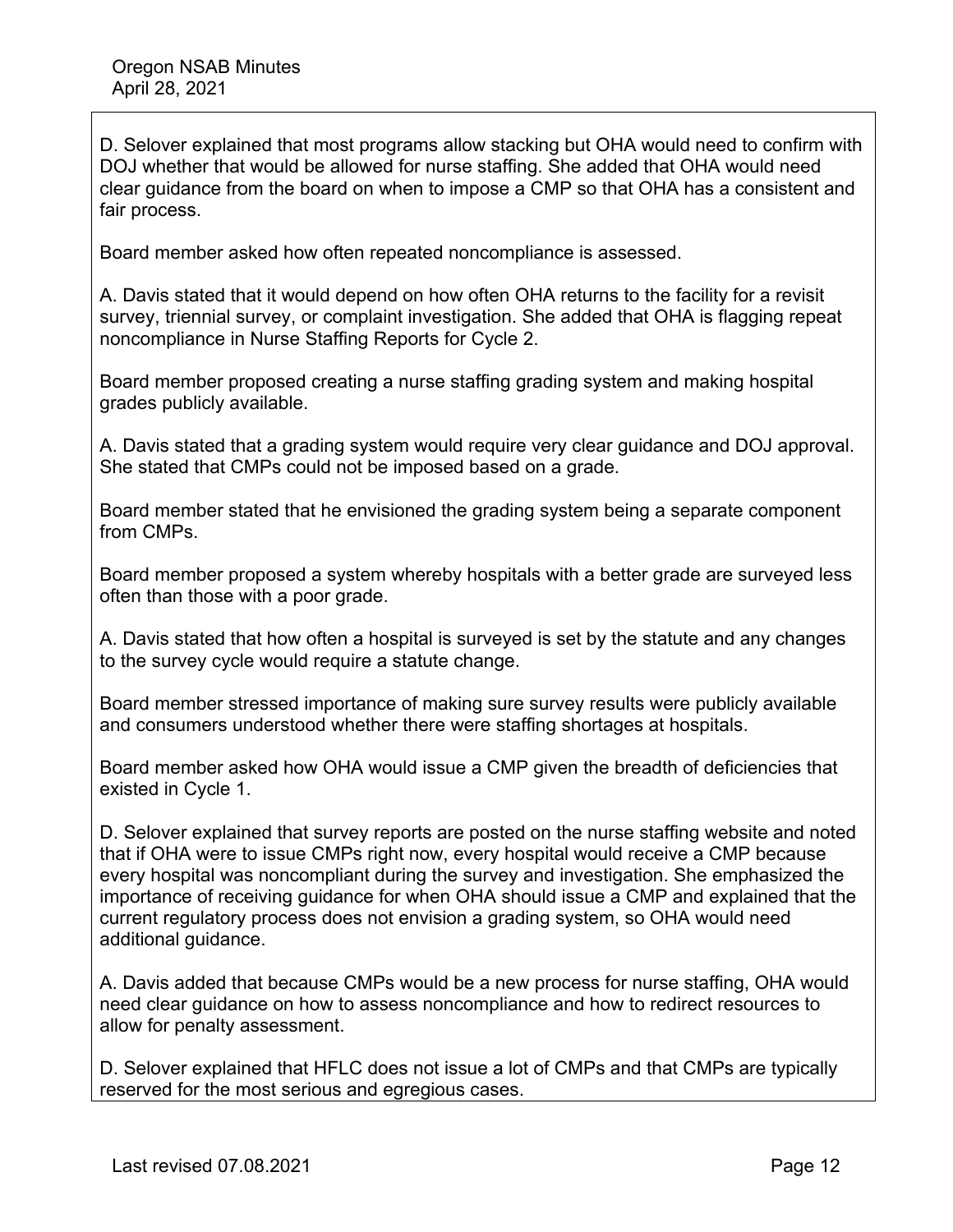D. Selover explained that most programs allow stacking but OHA would need to confirm with DOJ whether that would be allowed for nurse staffing. She added that OHA would need clear guidance from the board on when to impose a CMP so that OHA has a consistent and fair process.

Board member asked how often repeated noncompliance is assessed.

A. Davis stated that it would depend on how often OHA returns to the facility for a revisit survey, triennial survey, or complaint investigation. She added that OHA is flagging repeat noncompliance in Nurse Staffing Reports for Cycle 2.

Board member proposed creating a nurse staffing grading system and making hospital grades publicly available.

A. Davis stated that a grading system would require very clear guidance and DOJ approval. She stated that CMPs could not be imposed based on a grade.

Board member stated that he envisioned the grading system being a separate component from CMPs.

Board member proposed a system whereby hospitals with a better grade are surveyed less often than those with a poor grade.

A. Davis stated that how often a hospital is surveyed is set by the statute and any changes to the survey cycle would require a statute change.

Board member stressed importance of making sure survey results were publicly available and consumers understood whether there were staffing shortages at hospitals.

Board member asked how OHA would issue a CMP given the breadth of deficiencies that existed in Cycle 1.

D. Selover explained that survey reports are posted on the nurse staffing website and noted that if OHA were to issue CMPs right now, every hospital would receive a CMP because every hospital was noncompliant during the survey and investigation. She emphasized the importance of receiving guidance for when OHA should issue a CMP and explained that the current regulatory process does not envision a grading system, so OHA would need additional guidance.

A. Davis added that because CMPs would be a new process for nurse staffing, OHA would need clear guidance on how to assess noncompliance and how to redirect resources to allow for penalty assessment.

D. Selover explained that HFLC does not issue a lot of CMPs and that CMPs are typically reserved for the most serious and egregious cases.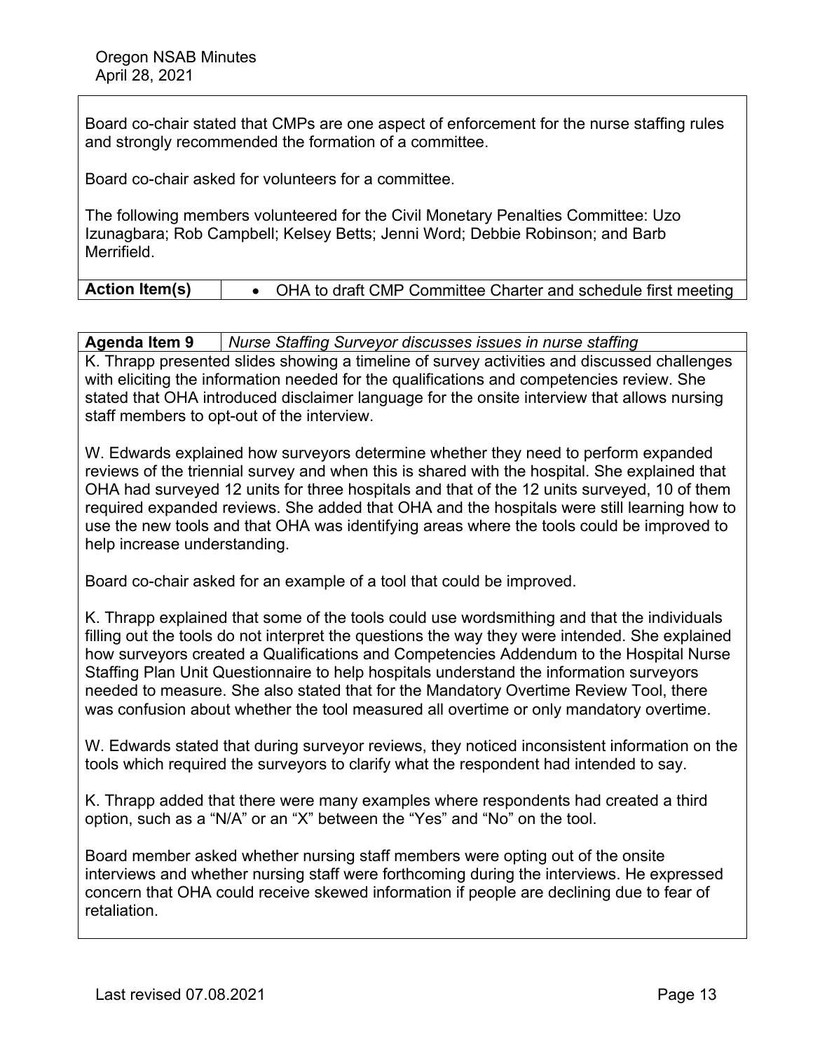Board co-chair stated that CMPs are one aspect of enforcement for the nurse staffing rules and strongly recommended the formation of a committee.

Board co-chair asked for volunteers for a committee.

The following members volunteered for the Civil Monetary Penalties Committee: Uzo Izunagbara; Rob Campbell; Kelsey Betts; Jenni Word; Debbie Robinson; and Barb Merrifield.

| **Action Item(s)** | • OHA to draft CMP Committee Charter and schedule first meeting |
|---|---|

| **Agenda Item 9** | *Nurse Staffing Surveyor discusses issues in nurse staffing* |
|---|---|

K. Thrapp presented slides showing a timeline of survey activities and discussed challenges with eliciting the information needed for the qualifications and competencies review. She stated that OHA introduced disclaimer language for the onsite interview that allows nursing staff members to opt-out of the interview.

W. Edwards explained how surveyors determine whether they need to perform expanded reviews of the triennial survey and when this is shared with the hospital. She explained that OHA had surveyed 12 units for three hospitals and that of the 12 units surveyed, 10 of them required expanded reviews. She added that OHA and the hospitals were still learning how to use the new tools and that OHA was identifying areas where the tools could be improved to help increase understanding.

Board co-chair asked for an example of a tool that could be improved.

K. Thrapp explained that some of the tools could use wordsmithing and that the individuals filling out the tools do not interpret the questions the way they were intended. She explained how surveyors created a Qualifications and Competencies Addendum to the Hospital Nurse Staffing Plan Unit Questionnaire to help hospitals understand the information surveyors needed to measure. She also stated that for the Mandatory Overtime Review Tool, there was confusion about whether the tool measured all overtime or only mandatory overtime.

W. Edwards stated that during surveyor reviews, they noticed inconsistent information on the tools which required the surveyors to clarify what the respondent had intended to say.

K. Thrapp added that there were many examples where respondents had created a third option, such as a "N/A" or an "X" between the "Yes" and "No" on the tool.

Board member asked whether nursing staff members were opting out of the onsite interviews and whether nursing staff were forthcoming during the interviews. He expressed concern that OHA could receive skewed information if people are declining due to fear of retaliation.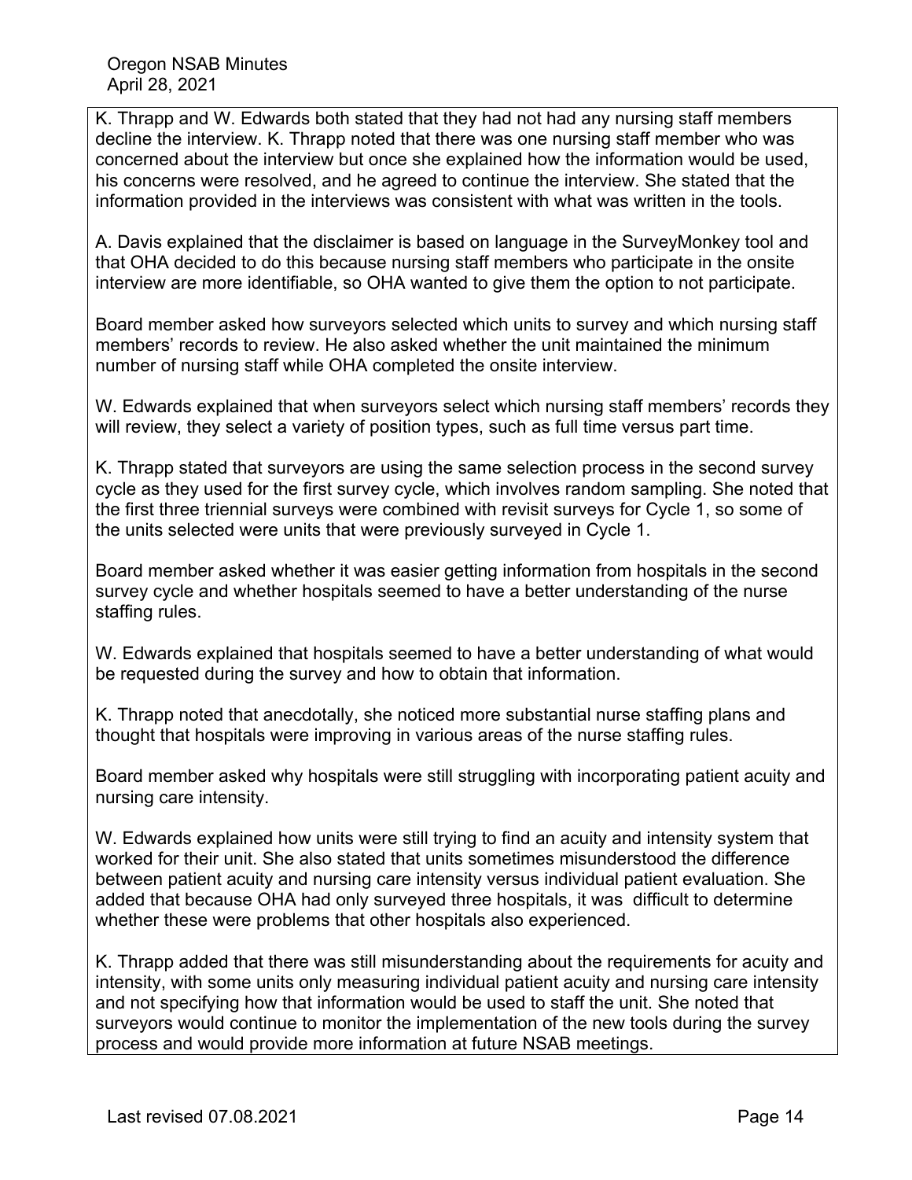K. Thrapp and W. Edwards both stated that they had not had any nursing staff members decline the interview. K. Thrapp noted that there was one nursing staff member who was concerned about the interview but once she explained how the information would be used, his concerns were resolved, and he agreed to continue the interview. She stated that the information provided in the interviews was consistent with what was written in the tools.

A. Davis explained that the disclaimer is based on language in the SurveyMonkey tool and that OHA decided to do this because nursing staff members who participate in the onsite interview are more identifiable, so OHA wanted to give them the option to not participate.

Board member asked how surveyors selected which units to survey and which nursing staff members' records to review. He also asked whether the unit maintained the minimum number of nursing staff while OHA completed the onsite interview.

W. Edwards explained that when surveyors select which nursing staff members' records they will review, they select a variety of position types, such as full time versus part time.

K. Thrapp stated that surveyors are using the same selection process in the second survey cycle as they used for the first survey cycle, which involves random sampling. She noted that the first three triennial surveys were combined with revisit surveys for Cycle 1, so some of the units selected were units that were previously surveyed in Cycle 1.

Board member asked whether it was easier getting information from hospitals in the second survey cycle and whether hospitals seemed to have a better understanding of the nurse staffing rules.

W. Edwards explained that hospitals seemed to have a better understanding of what would be requested during the survey and how to obtain that information.

K. Thrapp noted that anecdotally, she noticed more substantial nurse staffing plans and thought that hospitals were improving in various areas of the nurse staffing rules.

Board member asked why hospitals were still struggling with incorporating patient acuity and nursing care intensity.

W. Edwards explained how units were still trying to find an acuity and intensity system that worked for their unit. She also stated that units sometimes misunderstood the difference between patient acuity and nursing care intensity versus individual patient evaluation. She added that because OHA had only surveyed three hospitals, it was difficult to determine whether these were problems that other hospitals also experienced.

K. Thrapp added that there was still misunderstanding about the requirements for acuity and intensity, with some units only measuring individual patient acuity and nursing care intensity and not specifying how that information would be used to staff the unit. She noted that surveyors would continue to monitor the implementation of the new tools during the survey process and would provide more information at future NSAB meetings.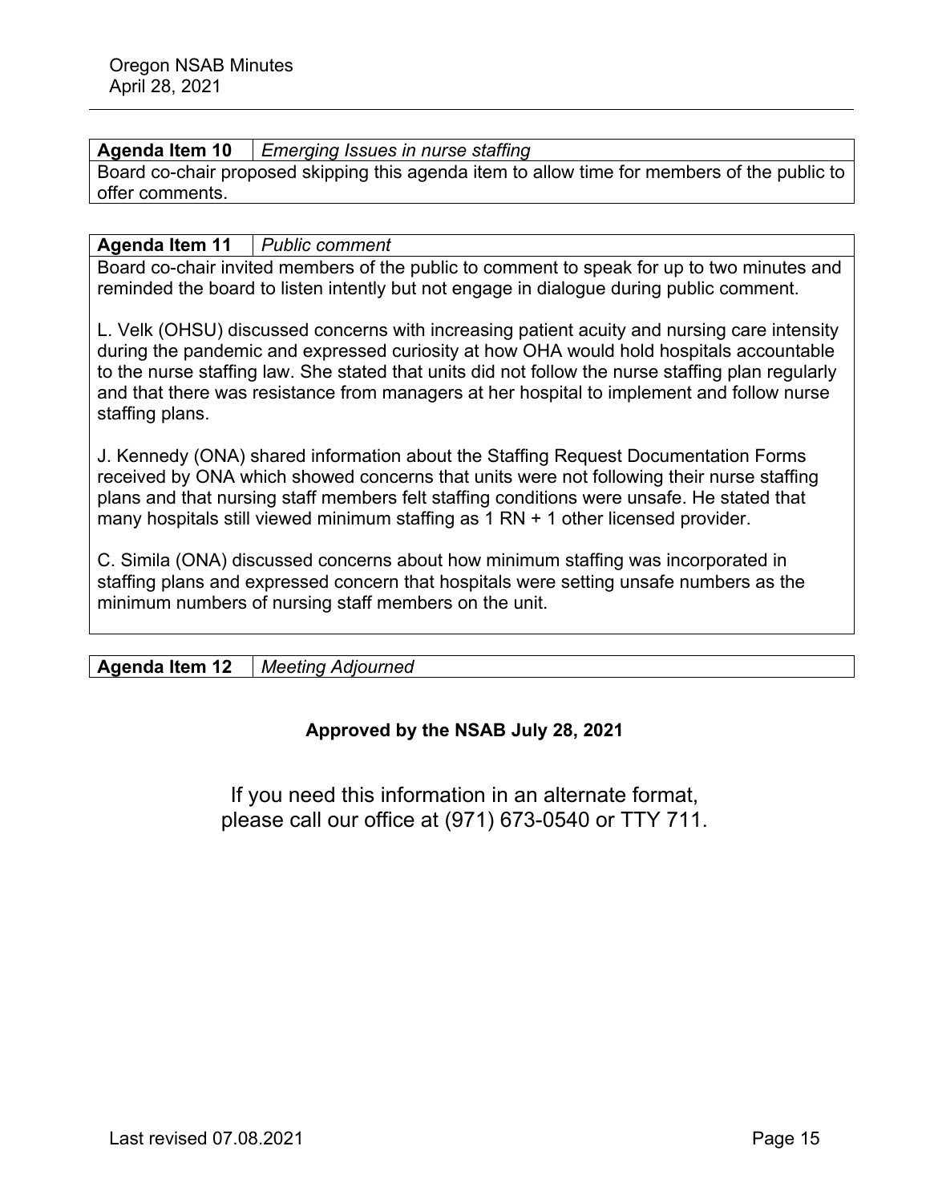| **Agenda Item 10** | *Emerging Issues in nurse staffing* |
|---|---|
| Board co-chair proposed skipping this agenda item to allow time for members of the public to offer comments. | |

| **Agenda Item 11** | *Public comment* |
|---|---|
| Board co-chair invited members of the public to comment to speak for up to two minutes and reminded the board to listen intently but not engage in dialogue during public comment.<br><br>L. Velk (OHSU) discussed concerns with increasing patient acuity and nursing care intensity during the pandemic and expressed curiosity at how OHA would hold hospitals accountable to the nurse staffing law. She stated that units did not follow the nurse staffing plan regularly and that there was resistance from managers at her hospital to implement and follow nurse staffing plans.<br><br>J. Kennedy (ONA) shared information about the Staffing Request Documentation Forms received by ONA which showed concerns that units were not following their nurse staffing plans and that nursing staff members felt staffing conditions were unsafe. He stated that many hospitals still viewed minimum staffing as 1 RN + 1 other licensed provider.<br><br>C. Simila (ONA) discussed concerns about how minimum staffing was incorporated in staffing plans and expressed concern that hospitals were setting unsafe numbers as the minimum numbers of nursing staff members on the unit. | |

| **Agenda Item 12** | *Meeting Adjourned* |
|---|---|

**Approved by the NSAB July 28, 2021**

If you need this information in an alternate format, please call our office at (971) 673-0540 or TTY 711.